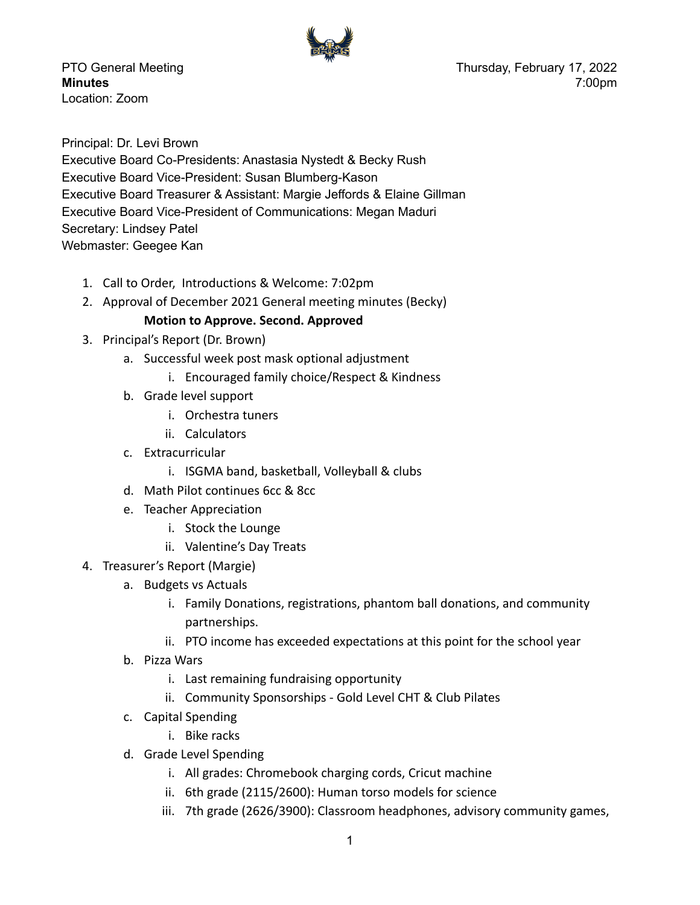PTO General Meeting
**Minutes**
Location: Zoom

Thursday, February 17, 2022
7:00pm

Principal: Dr. Levi Brown
Executive Board Co-Presidents: Anastasia Nystedt & Becky Rush
Executive Board Vice-President: Susan Blumberg-Kason
Executive Board Treasurer & Assistant: Margie Jeffords & Elaine Gillman
Executive Board Vice-President of Communications: Megan Maduri
Secretary: Lindsey Patel
Webmaster: Geegee Kan

1. Call to Order, Introductions & Welcome: 7:02pm
2. Approval of December 2021 General meeting minutes (Becky)
   **Motion to Approve. Second. Approved**
3. Principal's Report (Dr. Brown)
   a. Successful week post mask optional adjustment
      i. Encouraged family choice/Respect & Kindness
   b. Grade level support
      i. Orchestra tuners
      ii. Calculators
   c. Extracurricular
      i. ISGMA band, basketball, Volleyball & clubs
   d. Math Pilot continues 6cc & 8cc
   e. Teacher Appreciation
      i. Stock the Lounge
      ii. Valentine's Day Treats
4. Treasurer's Report (Margie)
   a. Budgets vs Actuals
      i. Family Donations, registrations, phantom ball donations, and community partnerships.
      ii. PTO income has exceeded expectations at this point for the school year
   b. Pizza Wars
      i. Last remaining fundraising opportunity
      ii. Community Sponsorships - Gold Level CHT & Club Pilates
   c. Capital Spending
      i. Bike racks
   d. Grade Level Spending
      i. All grades: Chromebook charging cords, Cricut machine
      ii. 6th grade (2115/2600): Human torso models for science
      iii. 7th grade (2626/3900): Classroom headphones, advisory community games,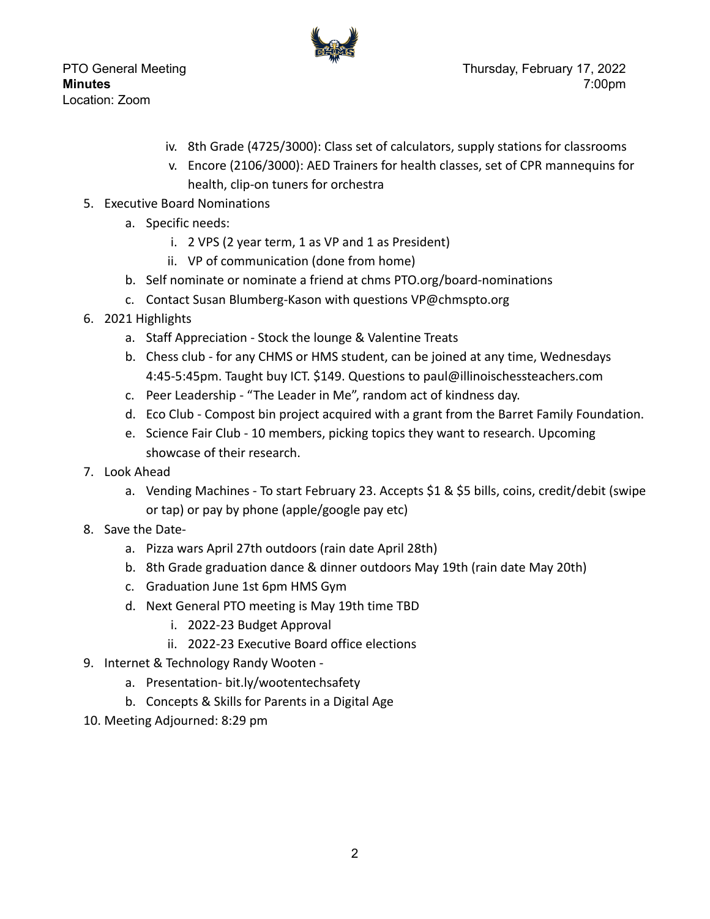- iv. 8th Grade (4725/3000): Class set of calculators, supply stations for classrooms
- v. Encore (2106/3000): AED Trainers for health classes, set of CPR mannequins for health, clip-on tuners for orchestra

5. Executive Board Nominations
   - a. Specific needs:
     - i. 2 VPS (2 year term, 1 as VP and 1 as President)
     - ii. VP of communication (done from home)
   - b. Self nominate or nominate a friend at chms PTO.org/board-nominations
   - c. Contact Susan Blumberg-Kason with questions VP@chmspto.org
6. 2021 Highlights
   - a. Staff Appreciation - Stock the lounge & Valentine Treats
   - b. Chess club - for any CHMS or HMS student, can be joined at any time, Wednesdays 4:45-5:45pm. Taught buy ICT. $149. Questions to paul@illinoischessteachers.com
   - c. Peer Leadership - "The Leader in Me", random act of kindness day.
   - d. Eco Club - Compost bin project acquired with a grant from the Barret Family Foundation.
   - e. Science Fair Club - 10 members, picking topics they want to research. Upcoming showcase of their research.
7. Look Ahead
   - a. Vending Machines - To start February 23. Accepts $1 & $5 bills, coins, credit/debit (swipe or tap) or pay by phone (apple/google pay etc)
8. Save the Date-
   - a. Pizza wars April 27th outdoors (rain date April 28th)
   - b. 8th Grade graduation dance & dinner outdoors May 19th (rain date May 20th)
   - c. Graduation June 1st 6pm HMS Gym
   - d. Next General PTO meeting is May 19th time TBD
     - i. 2022-23 Budget Approval
     - ii. 2022-23 Executive Board office elections
9. Internet & Technology Randy Wooten -
   - a. Presentation- bit.ly/wootentechsafety
   - b. Concepts & Skills for Parents in a Digital Age
10. Meeting Adjourned: 8:29 pm